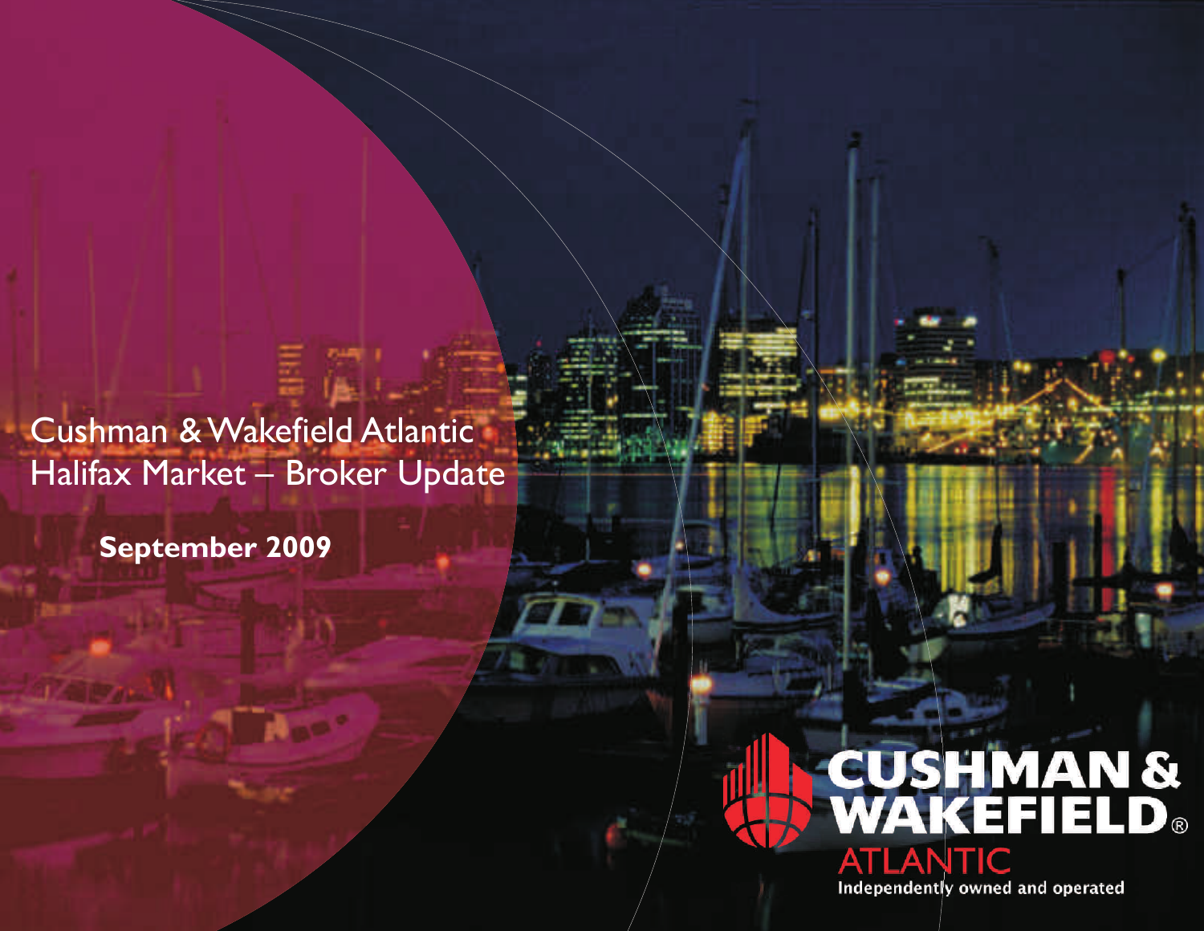# Cushman & Wakefield Atlantic Halifax Market – Broker Update

**September 2009**

CUSHMAN & WAKEFIELD®
ATLANTIC
Independently owned and operated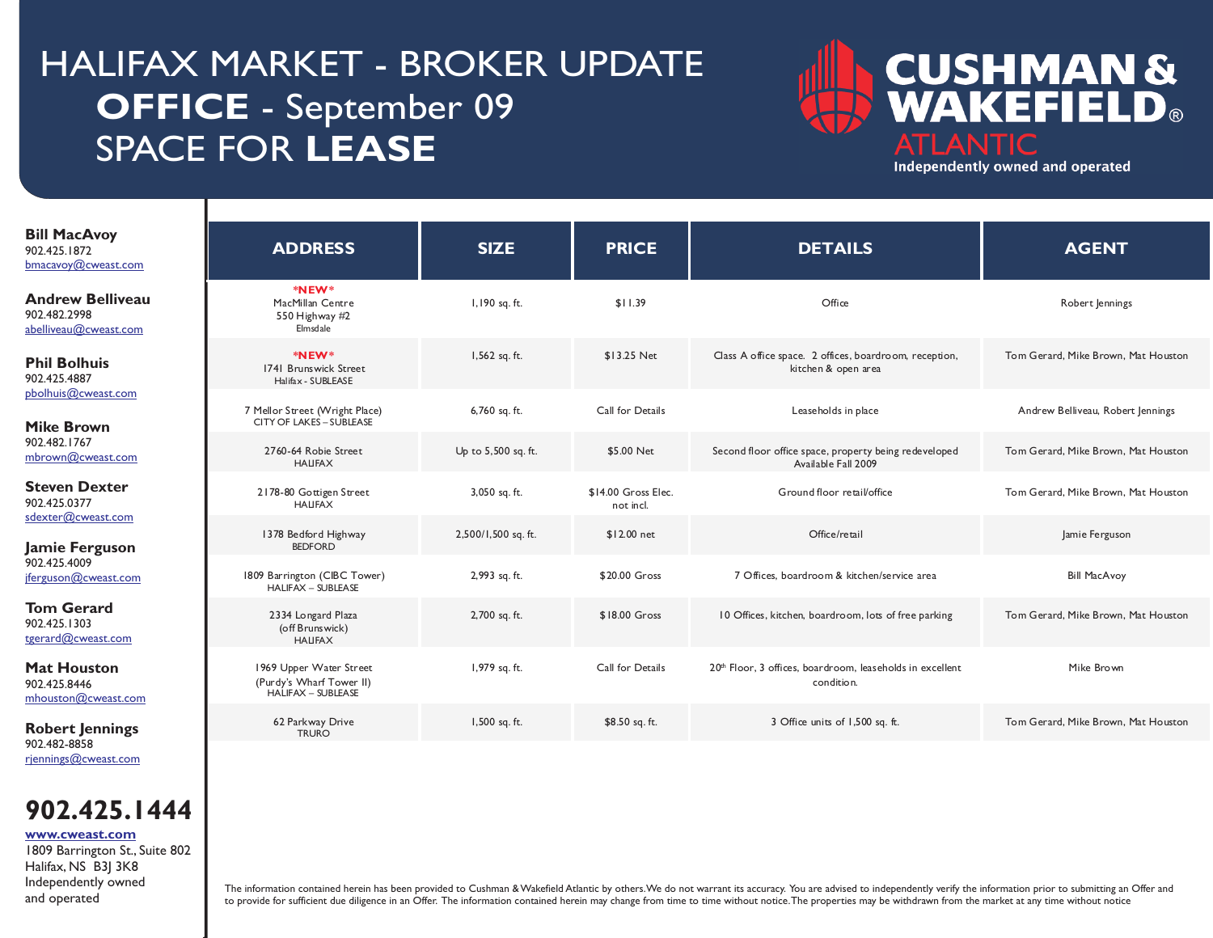# HALIFAX MARKET - BROKER UPDATE
## OFFICE - September 09
## SPACE FOR LEASE

**CUSHMAN & WAKEFIELD® ATLANTIC**
Independently owned and operated

**Bill MacAvoy**
902.425.1872
bmacavoy@cweast.com

**Andrew Belliveau**
902.482.2998
abelliveau@cweast.com

**Phil Bolhuis**
902.425.4887
pbolhuis@cweast.com

**Mike Brown**
902.482.1767
mbrown@cweast.com

**Steven Dexter**
902.425.0377
sdexter@cweast.com

**Jamie Ferguson**
902.425.4009
jferguson@cweast.com

**Tom Gerard**
902.425.1303
tgerard@cweast.com

**Mat Houston**
902.425.8446
mhouston@cweast.com

**Robert Jennings**
902.482-8858
rjennings@cweast.com

**902.425.1444**

**www.cweast.com**
1809 Barrington St., Suite 802
Halifax, NS B3J 3K8
Independently owned and operated

| ADDRESS | SIZE | PRICE | DETAILS | AGENT |
|---|---|---|---|---|
| *NEW* MacMillan Centre 550 Highway #2 Elmsdale | 1,190 sq. ft. | $11.39 | Office | Robert Jennings |
| *NEW* 1741 Brunswick Street Halifax - SUBLEASE | 1,562 sq. ft. | $13.25 Net | Class A office space. 2 offices, boardroom, reception, kitchen & open area | Tom Gerard, Mike Brown, Mat Houston |
| 7 Mellor Street (Wright Place) CITY OF LAKES – SUBLEASE | 6,760 sq. ft. | Call for Details | Leaseholds in place | Andrew Belliveau, Robert Jennings |
| 2760-64 Robie Street HALIFAX | Up to 5,500 sq. ft. | $5.00 Net | Second floor office space, property being redeveloped Available Fall 2009 | Tom Gerard, Mike Brown, Mat Houston |
| 2178-80 Gottigen Street HALIFAX | 3,050 sq. ft. | $14.00 Gross Elec. not incl. | Ground floor retail/office | Tom Gerard, Mike Brown, Mat Houston |
| 1378 Bedford Highway BEDFORD | 2,500/1,500 sq. ft. | $12.00 net | Office/retail | Jamie Ferguson |
| 1809 Barrington (CIBC Tower) HALIFAX – SUBLEASE | 2,993 sq. ft. | $20.00 Gross | 7 Offices, boardroom & kitchen/service area | Bill MacAvoy |
| 2334 Longard Plaza (off Brunswick) HALIFAX | 2,700 sq. ft. | $18.00 Gross | 10 Offices, kitchen, boardroom, lots of free parking | Tom Gerard, Mike Brown, Mat Houston |
| 1969 Upper Water Street (Purdy's Wharf Tower II) HALIFAX – SUBLEASE | 1,979 sq. ft. | Call for Details | 20th Floor, 3 offices, boardroom, leaseholds in excellent condition. | Mike Brown |
| 62 Parkway Drive TRURO | 1,500 sq. ft. | $8.50 sq. ft. | 3 Office units of 1,500 sq. ft. | Tom Gerard, Mike Brown, Mat Houston |

The information contained herein has been provided to Cushman & Wakefield Atlantic by others. We do not warrant its accuracy. You are advised to independently verify the information prior to submitting an Offer and to provide for sufficient due diligence in an Offer. The information contained herein may change from time to time without notice. The properties may be withdrawn from the market at any time without notice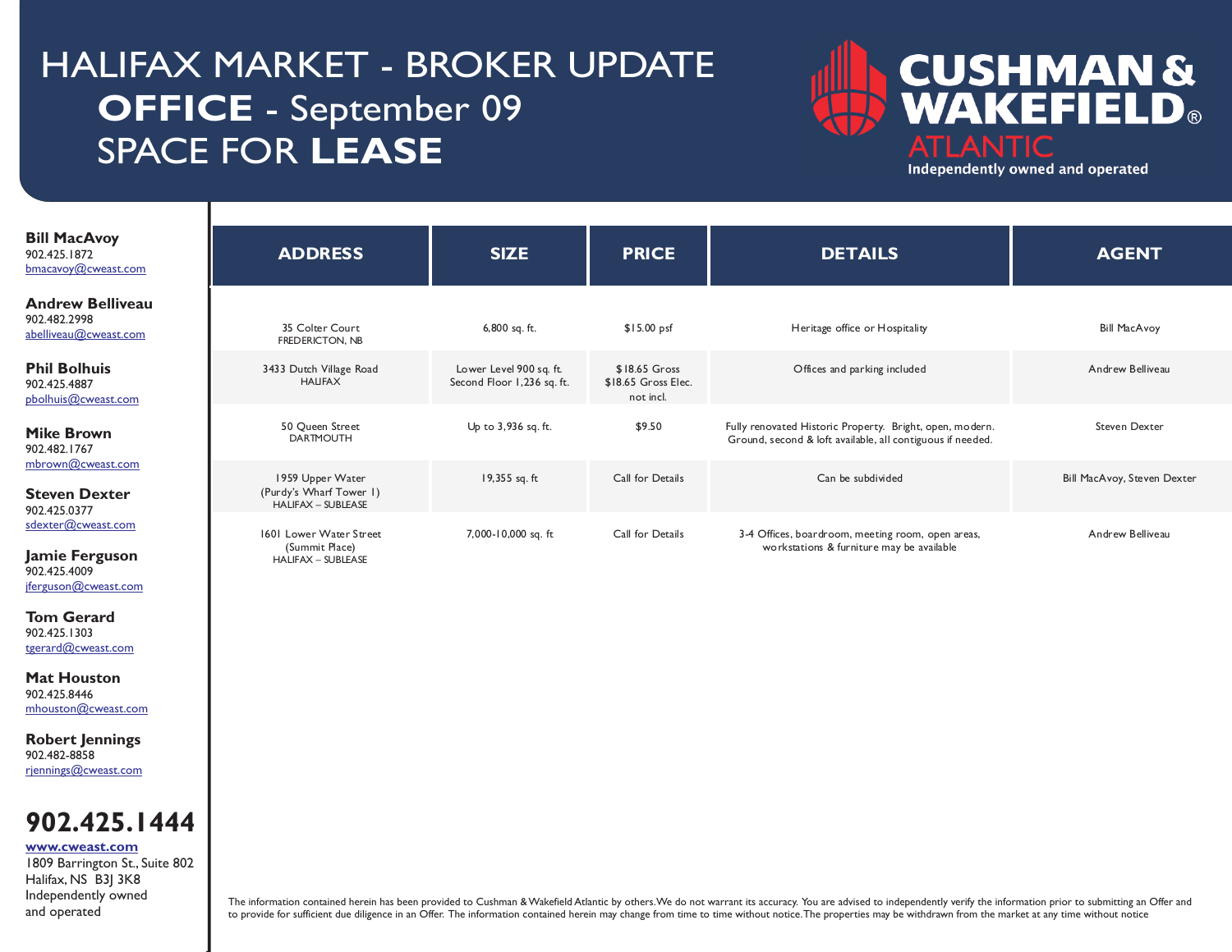# HALIFAX MARKET - BROKER UPDATE

## OFFICE - September 09

## SPACE FOR LEASE

**CUSHMAN & WAKEFIELD®**
ATLANTIC
Independently owned and operated

**Bill MacAvoy**
902.425.1872
bmacavoy@cweast.com

**Andrew Belliveau**
902.482.2998
abelliveau@cweast.com

**Phil Bolhuis**
902.425.4887
pbolhuis@cweast.com

**Mike Brown**
902.482.1767
mbrown@cweast.com

**Steven Dexter**
902.425.0377
sdexter@cweast.com

**Jamie Ferguson**
902.425.4009
jferguson@cweast.com

**Tom Gerard**
902.425.1303
tgerard@cweast.com

**Mat Houston**
902.425.8446
mhouston@cweast.com

**Robert Jennings**
902.482-8858
rjennings@cweast.com

| ADDRESS | SIZE | PRICE | DETAILS | AGENT |
|---|---|---|---|---|
| 35 Colter Court<br>FREDERICTON, NB | 6,800 sq. ft. | $15.00 psf | Heritage office or Hospitality | Bill MacAvoy |
| 3433 Dutch Village Road<br>HALIFAX | Lower Level 900 sq. ft.<br>Second Floor 1,236 sq. ft. | $18.65 Gross<br>$18.65 Gross Elec. not incl. | Offices and parking included | Andrew Belliveau |
| 50 Queen Street<br>DARTMOUTH | Up to 3,936 sq. ft. | $9.50 | Fully renovated Historic Property. Bright, open, modern. Ground, second & loft available, all contiguous if needed. | Steven Dexter |
| 1959 Upper Water<br>(Purdy's Wharf Tower 1)<br>HALIFAX – SUBLEASE | 19,355 sq. ft | Call for Details | Can be subdivided | Bill MacAvoy, Steven Dexter |
| 1601 Lower Water Street<br>(Summit Place)<br>HALIFAX – SUBLEASE | 7,000-10,000 sq. ft | Call for Details | 3-4 Offices, boardroom, meeting room, open areas, workstations & furniture may be available | Andrew Belliveau |

**902.425.1444**

**www.cweast.com**
1809 Barrington St., Suite 802
Halifax, NS B3J 3K8
Independently owned
and operated

The information contained herein has been provided to Cushman & Wakefield Atlantic by others. We do not warrant its accuracy. You are advised to independently verify the information prior to submitting an Offer and to provide for sufficient due diligence in an Offer. The information contained herein may change from time to time without notice. The properties may be withdrawn from the market at any time without notice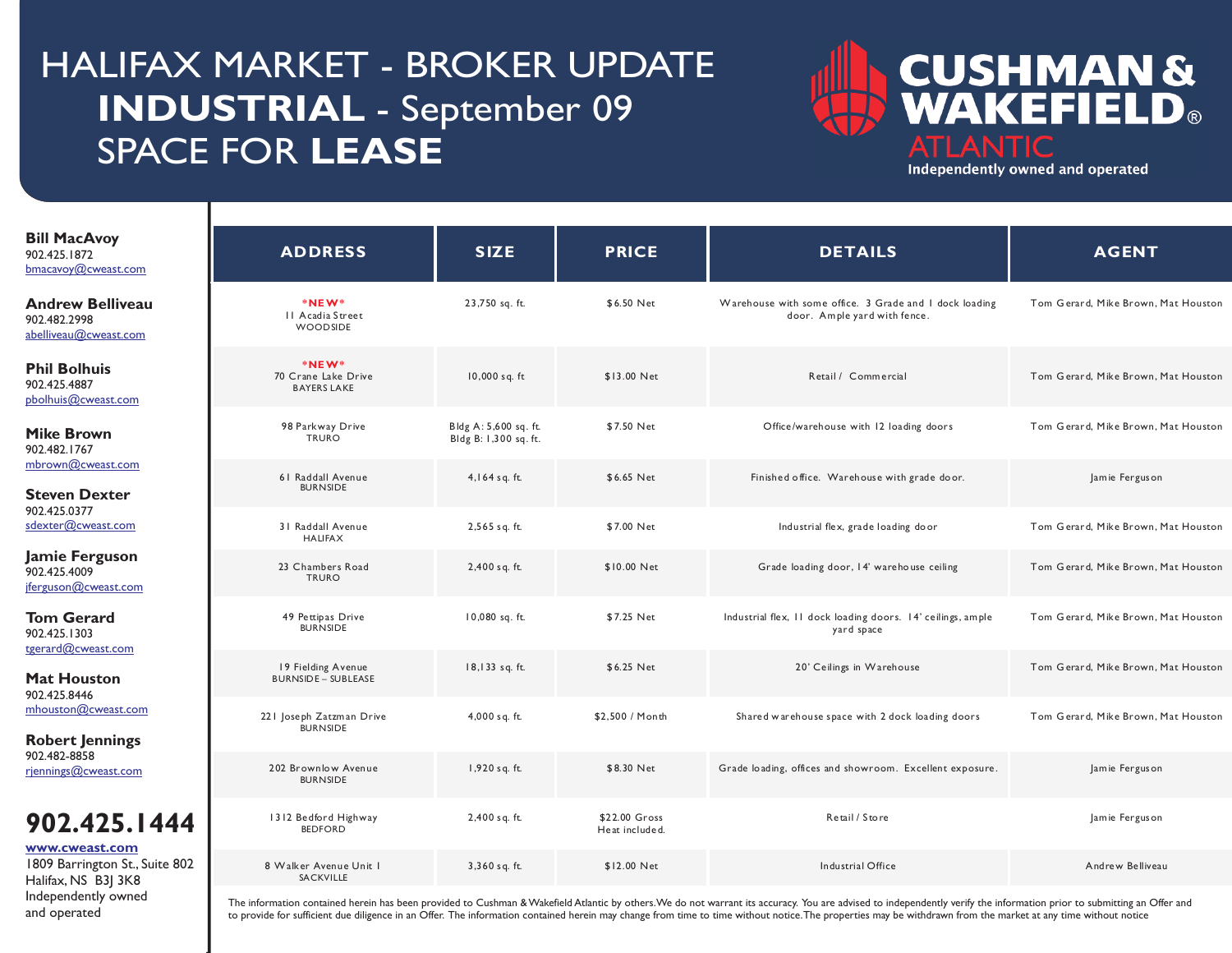# HALIFAX MARKET - BROKER UPDATE
## **INDUSTRIAL** - September 09
## SPACE FOR **LEASE**

**CUSHMAN & WAKEFIELD® ATLANTIC**
Independently owned and operated

**Bill MacAvoy**
902.425.1872
bmacavoy@cweast.com

**Andrew Belliveau**
902.482.2998
abelliveau@cweast.com

**Phil Bolhuis**
902.425.4887
pbolhuis@cweast.com

**Mike Brown**
902.482.1767
mbrown@cweast.com

**Steven Dexter**
902.425.0377
sdexter@cweast.com

**Jamie Ferguson**
902.425.4009
jferguson@cweast.com

**Tom Gerard**
902.425.1303
tgerard@cweast.com

**Mat Houston**
902.425.8446
mhouston@cweast.com

**Robert Jennings**
902-482-8858
rjennings@cweast.com

**902.425.1444**

**www.cweast.com**
1809 Barrington St., Suite 802
Halifax, NS B3J 3K8
Independently owned
and operated

| ADDRESS | SIZE | PRICE | DETAILS | AGENT |
|---|---|---|---|---|
| **\*NEW\*** 11 Acadia Street WOODSIDE | 23,750 sq. ft. | $6.50 Net | Warehouse with some office. 3 Grade and 1 dock loading door. Ample yard with fence. | Tom Gerard, Mike Brown, Mat Houston |
| **\*NEW\*** 70 Crane Lake Drive BAYERS LAKE | 10,000 sq. ft | $13.00 Net | Retail / Commercial | Tom Gerard, Mike Brown, Mat Houston |
| 98 Parkway Drive TRURO | Bldg A: 5,600 sq. ft. Bldg B: 1,300 sq. ft. | $7.50 Net | Office/warehouse with 12 loading doors | Tom Gerard, Mike Brown, Mat Houston |
| 61 Raddall Avenue BURNSIDE | 4,164 sq. ft. | $6.65 Net | Finished office. Warehouse with grade door. | Jamie Ferguson |
| 31 Raddall Avenue HALIFAX | 2,565 sq. ft. | $7.00 Net | Industrial flex, grade loading door | Tom Gerard, Mike Brown, Mat Houston |
| 23 Chambers Road TRURO | 2,400 sq. ft. | $10.00 Net | Grade loading door, 14' warehouse ceiling | Tom Gerard, Mike Brown, Mat Houston |
| 49 Pettipas Drive BURNSIDE | 10,080 sq. ft. | $7.25 Net | Industrial flex, 11 dock loading doors. 14' ceilings, ample yard space | Tom Gerard, Mike Brown, Mat Houston |
| 19 Fielding Avenue BURNSIDE – SUBLEASE | 18,133 sq. ft. | $6.25 Net | 20' Ceilings in Warehouse | Tom Gerard, Mike Brown, Mat Houston |
| 221 Joseph Zatzman Drive BURNSIDE | 4,000 sq. ft. | $2,500 / Month | Shared warehouse space with 2 dock loading doors | Tom Gerard, Mike Brown, Mat Houston |
| 202 Brownlow Avenue BURNSIDE | 1,920 sq. ft. | $8.30 Net | Grade loading, offices and showroom. Excellent exposure. | Jamie Ferguson |
| 1312 Bedford Highway BEDFORD | 2,400 sq. ft. | $22.00 Gross Heat included. | Retail / Store | Jamie Ferguson |
| 8 Walker Avenue Unit 1 SACKVILLE | 3,360 sq. ft. | $12.00 Net | Industrial Office | Andrew Belliveau |

The information contained herein has been provided to Cushman & Wakefield Atlantic by others. We do not warrant its accuracy. You are advised to independently verify the information prior to submitting an Offer and to provide for sufficient due diligence in an Offer. The information contained herein may change from time to time without notice. The properties may be withdrawn from the market at any time without notice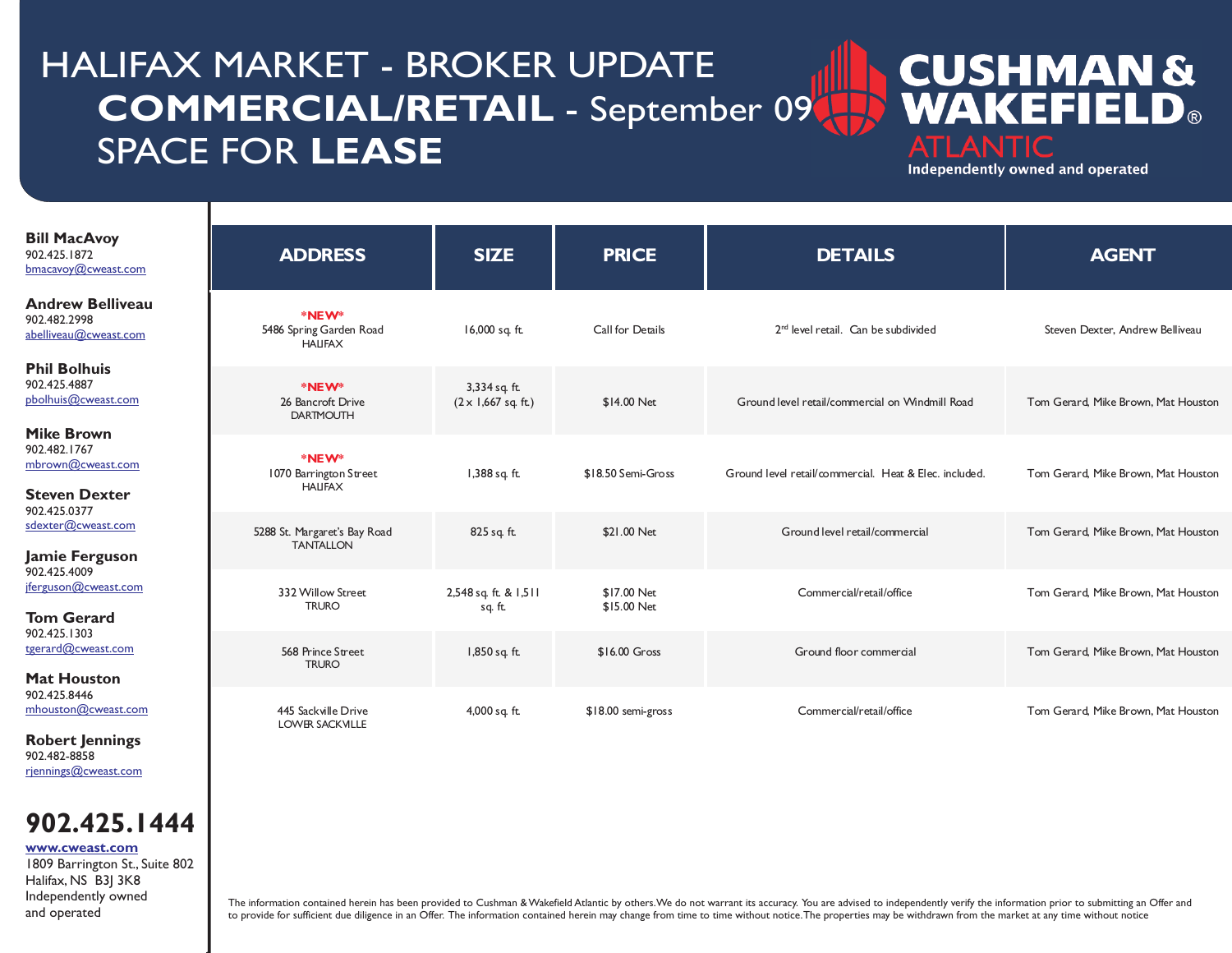# HALIFAX MARKET - BROKER UPDATE
## COMMERCIAL/RETAIL - September 09
## SPACE FOR LEASE

CUSHMAN & WAKEFIELD® ATLANTIC
Independently owned and operated

**Bill MacAvoy**
902.425.1872
bmacavoy@cweast.com

**Andrew Belliveau**
902.482.2998
abelliveau@cweast.com

**Phil Bolhuis**
902.425.4887
pbolhuis@cweast.com

**Mike Brown**
902.482.1767
mbrown@cweast.com

**Steven Dexter**
902.425.0377
sdexter@cweast.com

**Jamie Ferguson**
902.425.4009
jferguson@cweast.com

**Tom Gerard**
902.425.1303
tgerard@cweast.com

**Mat Houston**
902.425.8446
mhouston@cweast.com

**Robert Jennings**
902-482-8858
rjennings@cweast.com

**902.425.1444**

**www.cweast.com**
1809 Barrington St., Suite 802
Halifax, NS B3J 3K8
Independently owned and operated

| ADDRESS | SIZE | PRICE | DETAILS | AGENT |
|---|---|---|---|---|
| *NEW* 5486 Spring Garden Road HALIFAX | 16,000 sq. ft. | Call for Details | 2nd level retail. Can be subdivided | Steven Dexter, Andrew Belliveau |
| *NEW* 26 Bancroft Drive DARTMOUTH | 3,334 sq. ft. (2 x 1,667 sq. ft.) | $14.00 Net | Ground level retail/commercial on Windmill Road | Tom Gerard, Mike Brown, Mat Houston |
| *NEW* 1070 Barrington Street HALIFAX | 1,388 sq. ft. | $18.50 Semi-Gross | Ground level retail/commercial. Heat & Elec. included. | Tom Gerard, Mike Brown, Mat Houston |
| 5288 St. Margaret's Bay Road TANTALLON | 825 sq. ft. | $21.00 Net | Ground level retail/commercial | Tom Gerard, Mike Brown, Mat Houston |
| 332 Willow Street TRURO | 2,548 sq. ft. & 1,511 sq. ft. | $17.00 Net $15.00 Net | Commercial/retail/office | Tom Gerard, Mike Brown, Mat Houston |
| 568 Prince Street TRURO | 1,850 sq. ft. | $16.00 Gross | Ground floor commercial | Tom Gerard, Mike Brown, Mat Houston |
| 445 Sackville Drive LOWER SACKVILLE | 4,000 sq. ft. | $18.00 semi-gross | Commercial/retail/office | Tom Gerard, Mike Brown, Mat Houston |

The information contained herein has been provided to Cushman & Wakefield Atlantic by others. We do not warrant its accuracy. You are advised to independently verify the information prior to submitting an Offer and to provide for sufficient due diligence in an Offer. The information contained herein may change from time to time without notice. The properties may be withdrawn from the market at any time without notice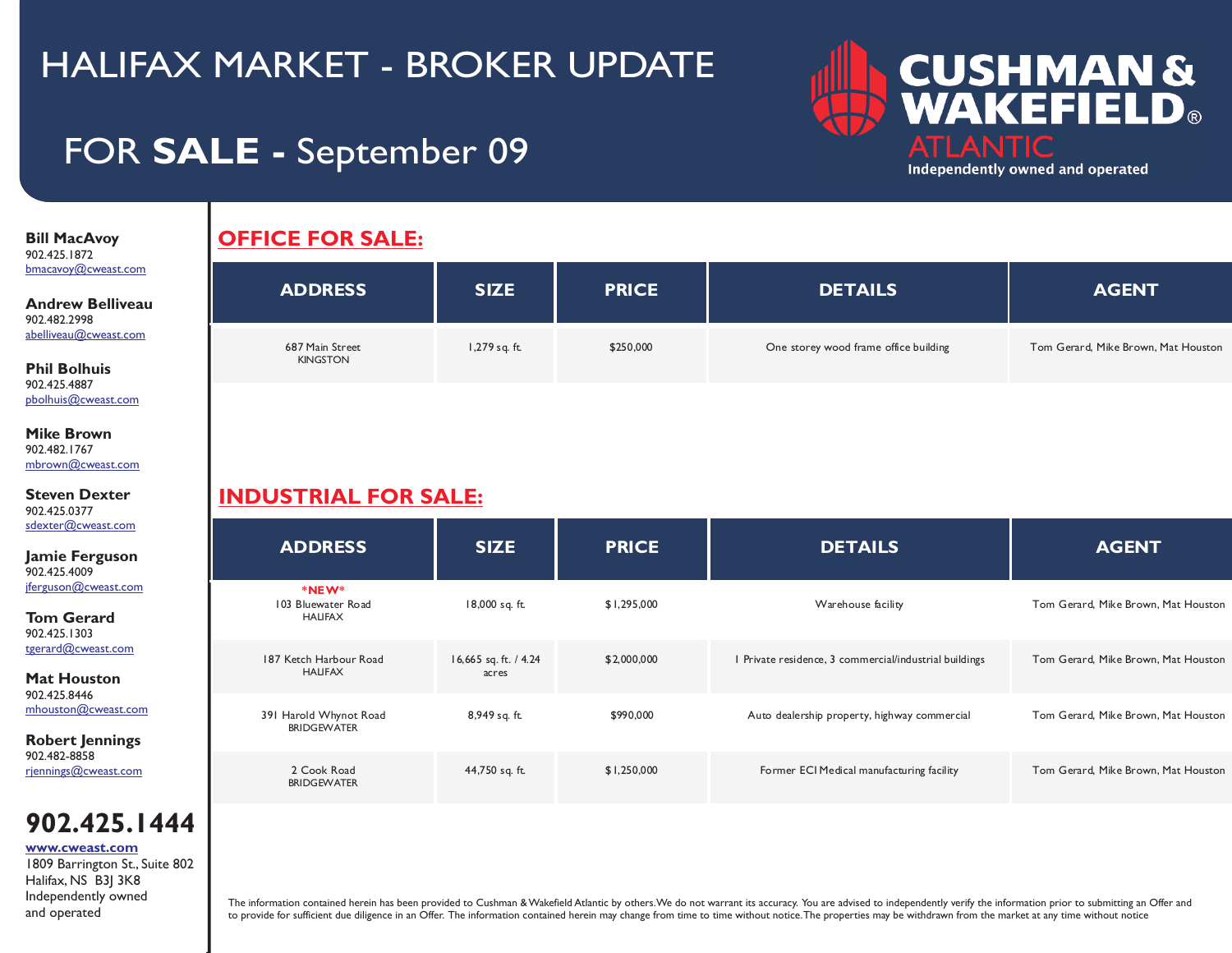# HALIFAX MARKET - BROKER UPDATE

## FOR **SALE** - September 09

**CUSHMAN & WAKEFIELD® ATLANTIC**
Independently owned and operated

**Bill MacAvoy**
902.425.1872
bmacavoy@cweast.com

**Andrew Belliveau**
902.482.2998
abelliveau@cweast.com

**Phil Bolhuis**
902.425.4887
pbolhuis@cweast.com

**Mike Brown**
902.482.1767
mbrown@cweast.com

**Steven Dexter**
902.425.0377
sdexter@cweast.com

**Jamie Ferguson**
902.425.4009
jferguson@cweast.com

**Tom Gerard**
902.425.1303
tgerard@cweast.com

**Mat Houston**
902.425.8446
mhouston@cweast.com

**Robert Jennings**
902-482-8858
rjennings@cweast.com

**902.425.1444**

**www.cweast.com**
1809 Barrington St., Suite 802
Halifax, NS B3J 3K8
Independently owned
and operated

## OFFICE FOR SALE:

| ADDRESS | SIZE | PRICE | DETAILS | AGENT |
|---|---|---|---|---|
| 687 Main Street KINGSTON | 1,279 sq. ft. | $250,000 | One storey wood frame office building | Tom Gerard, Mike Brown, Mat Houston |

## INDUSTRIAL FOR SALE:

| ADDRESS | SIZE | PRICE | DETAILS | AGENT |
|---|---|---|---|---|
| \*NEW\* 103 Bluewater Road HALIFAX | 18,000 sq. ft. | $1,295,000 | Warehouse facility | Tom Gerard, Mike Brown, Mat Houston |
| 187 Ketch Harbour Road HALIFAX | 16,665 sq. ft. / 4.24 acres | $2,000,000 | 1 Private residence, 3 commercial/industrial buildings | Tom Gerard, Mike Brown, Mat Houston |
| 391 Harold Whynot Road BRIDGEWATER | 8,949 sq. ft. | $990,000 | Auto dealership property, highway commercial | Tom Gerard, Mike Brown, Mat Houston |
| 2 Cook Road BRIDGEWATER | 44,750 sq. ft. | $1,250,000 | Former ECI Medical manufacturing facility | Tom Gerard, Mike Brown, Mat Houston |

The information contained herein has been provided to Cushman & Wakefield Atlantic by others. We do not warrant its accuracy. You are advised to independently verify the information prior to submitting an Offer and to provide for sufficient due diligence in an Offer. The information contained herein may change from time to time without notice. The properties may be withdrawn from the market at any time without notice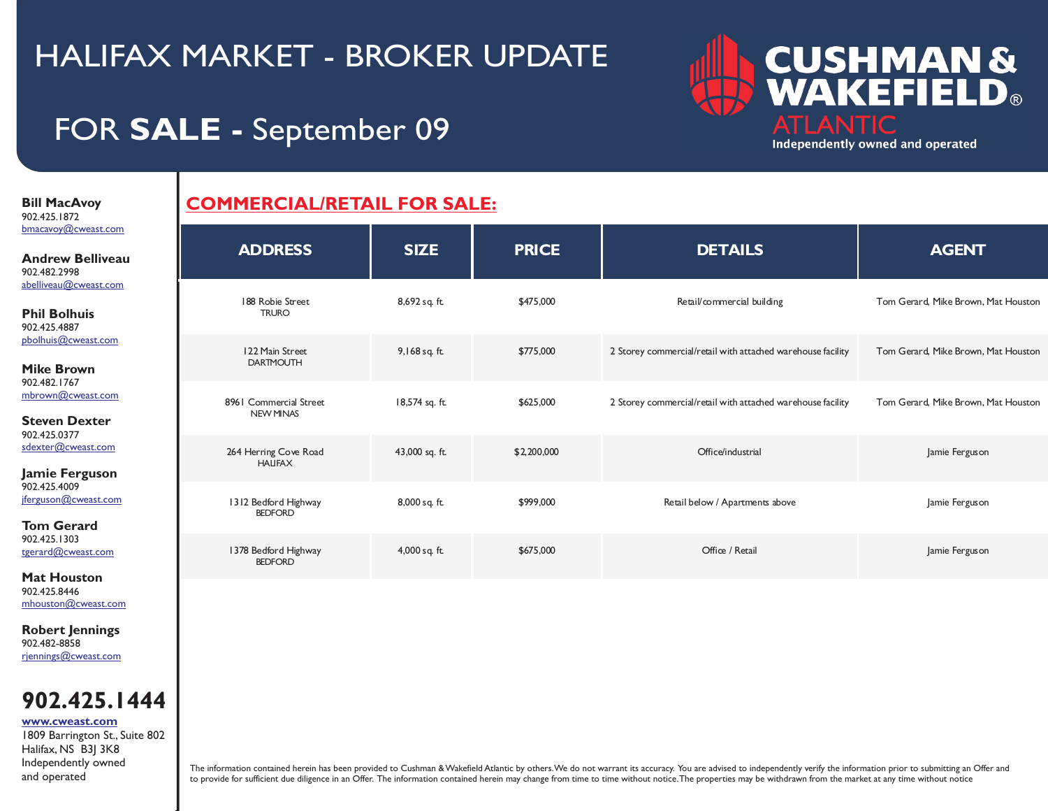# HALIFAX MARKET - BROKER UPDATE

## FOR **SALE** - September 09

**CUSHMAN & WAKEFIELD® ATLANTIC**
Independently owned and operated

**Bill MacAvoy**
902.425.1872
bmacavoy@cweast.com

**Andrew Belliveau**
902.482.2998
abelliveau@cweast.com

**Phil Bolhuis**
902.425.4887
pbolhuis@cweast.com

**Mike Brown**
902.482.1767
mbrown@cweast.com

**Steven Dexter**
902.425.0377
sdexter@cweast.com

**Jamie Ferguson**
902.425.4009
jferguson@cweast.com

**Tom Gerard**
902.425.1303
tgerard@cweast.com

**Mat Houston**
902.425.8446
mhouston@cweast.com

**Robert Jennings**
902.482-8858
rjennings@cweast.com

**902.425.1444**

**www.cweast.com**
1809 Barrington St., Suite 802
Halifax, NS B3J 3K8
Independently owned
and operated

### COMMERCIAL/RETAIL FOR SALE:

| ADDRESS | SIZE | PRICE | DETAILS | AGENT |
|---|---|---|---|---|
| 188 Robie Street TRURO | 8,692 sq. ft. | $475,000 | Retail/commercial building | Tom Gerard, Mike Brown, Mat Houston |
| 122 Main Street DARTMOUTH | 9,168 sq. ft. | $775,000 | 2 Storey commercial/retail with attached warehouse facility | Tom Gerard, Mike Brown, Mat Houston |
| 8961 Commercial Street NEW MINAS | 18,574 sq. ft. | $625,000 | 2 Storey commercial/retail with attached warehouse facility | Tom Gerard, Mike Brown, Mat Houston |
| 264 Herring Cove Road HALIFAX | 43,000 sq. ft. | $2,200,000 | Office/industrial | Jamie Ferguson |
| 1312 Bedford Highway BEDFORD | 8,000 sq. ft. | $999,000 | Retail below / Apartments above | Jamie Ferguson |
| 1378 Bedford Highway BEDFORD | 4,000 sq. ft. | $675,000 | Office / Retail | Jamie Ferguson |

The information contained herein has been provided to Cushman & Wakefield Atlantic by others. We do not warrant its accuracy. You are advised to independently verify the information prior to submitting an Offer and to provide for sufficient due diligence in an Offer. The information contained herein may change from time to time without notice. The properties may be withdrawn from the market at any time without notice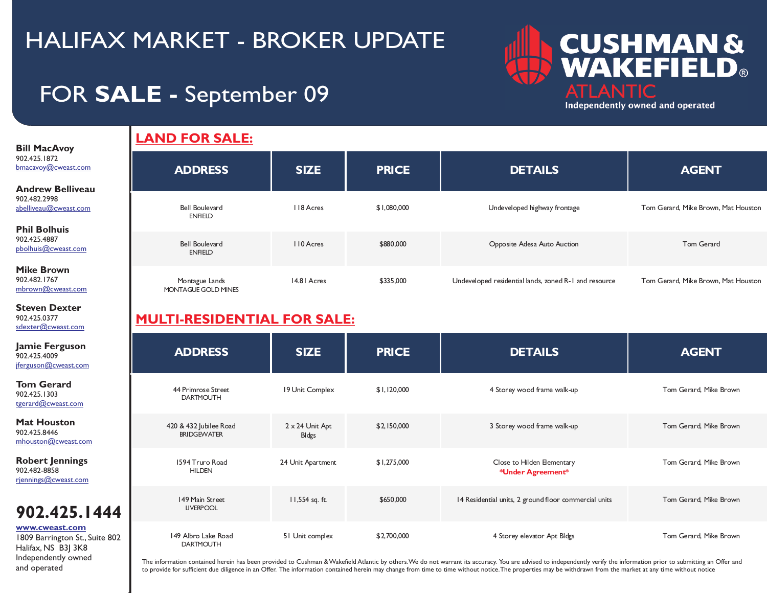# HALIFAX MARKET - BROKER UPDATE

## FOR **SALE** - September 09

**CUSHMAN & WAKEFIELD®**
ATLANTIC
Independently owned and operated

**Bill MacAvoy**
902.425.1872
bmacavoy@cweast.com

**Andrew Belliveau**
902.482.2998
abelliveau@cweast.com

**Phil Bolhuis**
902.425.4887
pbolhuis@cweast.com

**Mike Brown**
902.482.1767
mbrown@cweast.com

**Steven Dexter**
902.425.0377
sdexter@cweast.com

**Jamie Ferguson**
902.425.4009
jferguson@cweast.com

**Tom Gerard**
902.425.1303
tgerard@cweast.com

**Mat Houston**
902.425.8446
mhouston@cweast.com

**Robert Jennings**
902.482-8858
rjennings@cweast.com

**902.425.1444**
**www.cweast.com**
1809 Barrington St., Suite 802
Halifax, NS B3J 3K8
Independently owned and operated

## LAND FOR SALE:

| ADDRESS | SIZE | PRICE | DETAILS | AGENT |
|---|---|---|---|---|
| Bell Boulevard<br>ENFIELD | 118 Acres | $1,080,000 | Undeveloped highway frontage | Tom Gerard, Mike Brown, Mat Houston |
| Bell Boulevard<br>ENFIELD | 110 Acres | $880,000 | Opposite Adesa Auto Auction | Tom Gerard |
| Montague Lands<br>MONTAGUE GOLD MINES | 14.81 Acres | $335,000 | Undeveloped residential lands, zoned R-1 and resource | Tom Gerard, Mike Brown, Mat Houston |

## MULTI-RESIDENTIAL FOR SALE:

| ADDRESS | SIZE | PRICE | DETAILS | AGENT |
|---|---|---|---|---|
| 44 Primrose Street<br>DARTMOUTH | 19 Unit Complex | $1,120,000 | 4 Storey wood frame walk-up | Tom Gerard, Mike Brown |
| 420 & 432 Jubilee Road<br>BRIDGEWATER | 2 x 24 Unit Apt Bldgs | $2,150,000 | 3 Storey wood frame walk-up | Tom Gerard, Mike Brown |
| 1594 Truro Road<br>HILDEN | 24 Unit Apartment | $1,275,000 | Close to Hilden Elementary<br>**\*Under Agreement\*** | Tom Gerard, Mike Brown |
| 149 Main Street<br>LIVERPOOL | 11,554 sq. ft. | $650,000 | 14 Residential units, 2 ground floor commercial units | Tom Gerard, Mike Brown |
| 149 Albro Lake Road<br>DARTMOUTH | 51 Unit complex | $2,700,000 | 4 Storey elevator Apt Bldgs | Tom Gerard, Mike Brown |

The information contained herein has been provided to Cushman & Wakefield Atlantic by others. We do not warrant its accuracy. You are advised to independently verify the information prior to submitting an Offer and to provide for sufficient due diligence in an Offer. The information contained herein may change from time to time without notice. The properties may be withdrawn from the market at any time without notice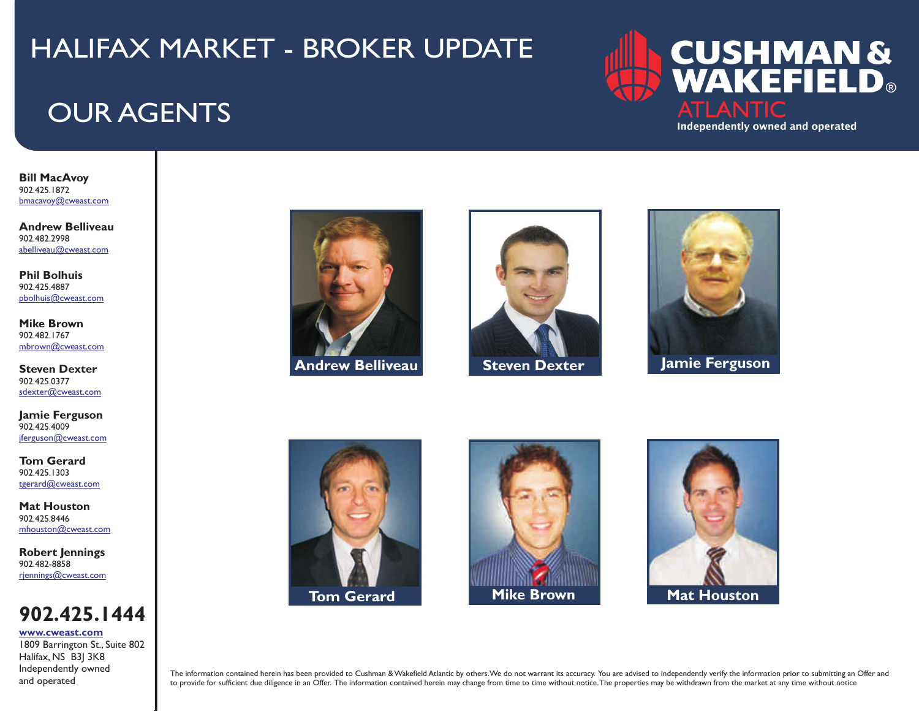# HALIFAX MARKET - BROKER UPDATE

## OUR AGENTS

CUSHMAN & WAKEFIELD®
ATLANTIC
Independently owned and operated

**Bill MacAvoy**
902.425.1872
bmacavoy@cweast.com

**Andrew Belliveau**
902.482.2998
abelliveau@cweast.com

**Phil Bolhuis**
902.425.4887
pbolhuis@cweast.com

**Mike Brown**
902.482.1767
mbrown@cweast.com

**Steven Dexter**
902.425.0377
sdexter@cweast.com

**Jamie Ferguson**
902.425.4009
jferguson@cweast.com

**Tom Gerard**
902.425.1303
tgerard@cweast.com

**Mat Houston**
902.425.8446
mhouston@cweast.com

**Robert Jennings**
902.482-8858
rjennings@cweast.com

**902.425.1444**

**www.cweast.com**
1809 Barrington St., Suite 802
Halifax, NS B3J 3K8
Independently owned
and operated

Andrew Belliveau

Steven Dexter

Jamie Ferguson

Tom Gerard

Mike Brown

Mat Houston

The information contained herein has been provided to Cushman & Wakefield Atlantic by others. We do not warrant its accuracy. You are advised to independently verify the information prior to submitting an Offer and to provide for sufficient due diligence in an Offer. The information contained herein may change from time to time without notice. The properties may be withdrawn from the market at any time without notice